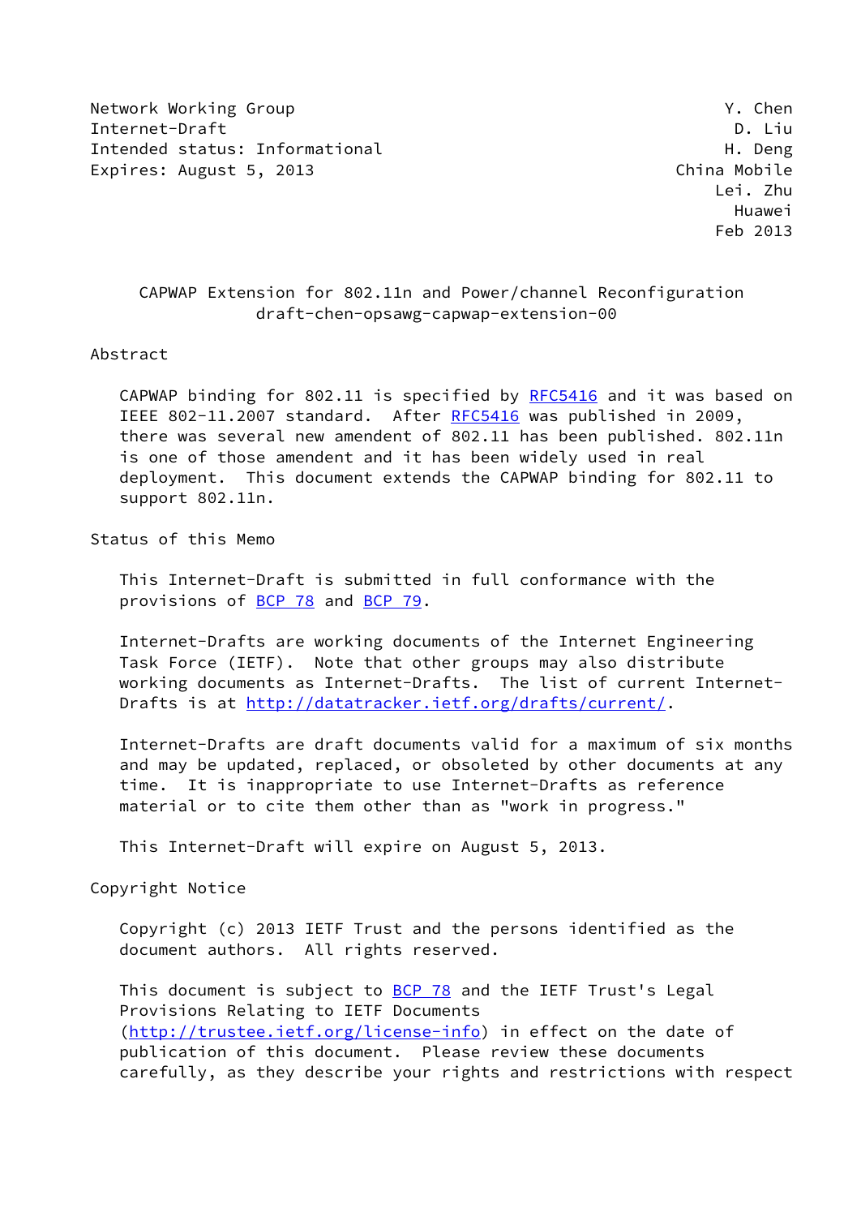Network Working Group                                    Y. Chen
Internet-Draft                                           D. Liu
Intended status: Informational                           H. Deng
Expires: August 5, 2013                                  China Mobile
                                                         Lei. Zhu
                                                         Huawei
                                                         Feb 2013

# CAPWAP Extension for 802.11n and Power/channel Reconfiguration
## draft-chen-opsawg-capwap-extension-00

## Abstract

CAPWAP binding for 802.11 is specified by RFC5416 and it was based on IEEE 802-11.2007 standard. After RFC5416 was published in 2009, there was several new amendent of 802.11 has been published. 802.11n is one of those amendent and it has been widely used in real deployment. This document extends the CAPWAP binding for 802.11 to support 802.11n.

## Status of this Memo

This Internet-Draft is submitted in full conformance with the provisions of BCP 78 and BCP 79.

Internet-Drafts are working documents of the Internet Engineering Task Force (IETF). Note that other groups may also distribute working documents as Internet-Drafts. The list of current Internet-Drafts is at http://datatracker.ietf.org/drafts/current/.

Internet-Drafts are draft documents valid for a maximum of six months and may be updated, replaced, or obsoleted by other documents at any time. It is inappropriate to use Internet-Drafts as reference material or to cite them other than as "work in progress."

This Internet-Draft will expire on August 5, 2013.

## Copyright Notice

Copyright (c) 2013 IETF Trust and the persons identified as the document authors. All rights reserved.

This document is subject to BCP 78 and the IETF Trust's Legal Provisions Relating to IETF Documents (http://trustee.ietf.org/license-info) in effect on the date of publication of this document. Please review these documents carefully, as they describe your rights and restrictions with respect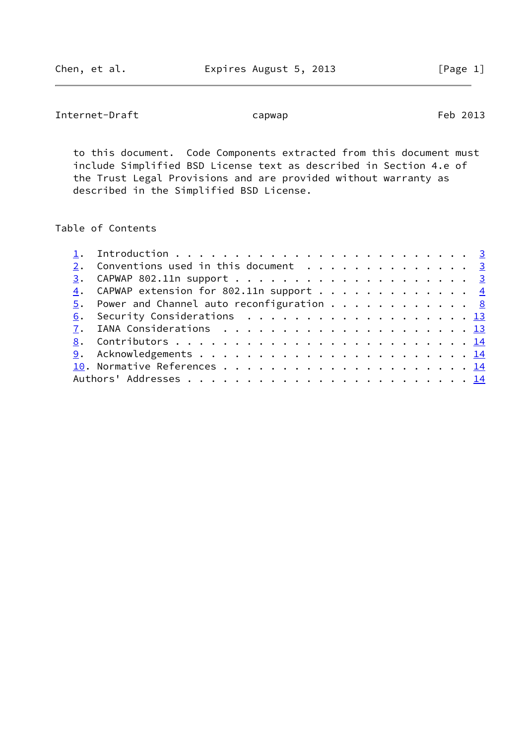to this document. Code Components extracted from this document must include Simplified BSD License text as described in Section 4.e of the Trust Legal Provisions and are provided without warranty as described in the Simplified BSD License.

## Table of Contents

1. Introduction . . . . . . . . . . . . . . . . . . . . . . . . . 3
2. Conventions used in this document . . . . . . . . . . . . . . 3
3. CAPWAP 802.11n support . . . . . . . . . . . . . . . . . . . . 3
4. CAPWAP extension for 802.11n support . . . . . . . . . . . . . 4
5. Power and Channel auto reconfiguration . . . . . . . . . . . . 8
6. Security Considerations . . . . . . . . . . . . . . . . . . . 13
7. IANA Considerations . . . . . . . . . . . . . . . . . . . . . 13
8. Contributors . . . . . . . . . . . . . . . . . . . . . . . . . 14
9. Acknowledgements . . . . . . . . . . . . . . . . . . . . . . . 14
10. Normative References . . . . . . . . . . . . . . . . . . . . . 14

Authors' Addresses . . . . . . . . . . . . . . . . . . . . . . . . 14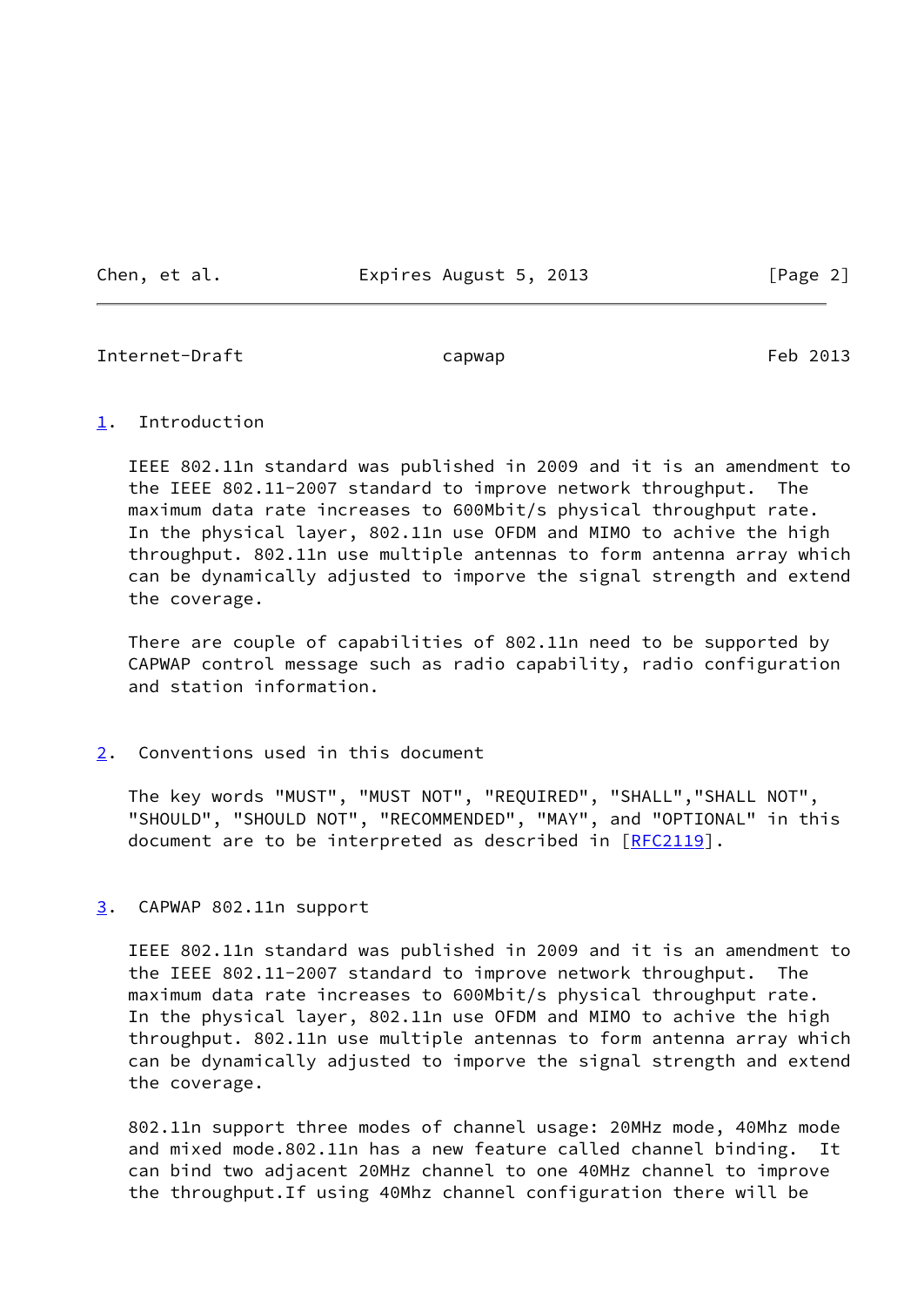## 1. Introduction

IEEE 802.11n standard was published in 2009 and it is an amendment to the IEEE 802.11-2007 standard to improve network throughput. The maximum data rate increases to 600Mbit/s physical throughput rate. In the physical layer, 802.11n use OFDM and MIMO to achive the high throughput. 802.11n use multiple antennas to form antenna array which can be dynamically adjusted to imporve the signal strength and extend the coverage.

There are couple of capabilities of 802.11n need to be supported by CAPWAP control message such as radio capability, radio configuration and station information.

## 2. Conventions used in this document

The key words "MUST", "MUST NOT", "REQUIRED", "SHALL","SHALL NOT", "SHOULD", "SHOULD NOT", "RECOMMENDED", "MAY", and "OPTIONAL" in this document are to be interpreted as described in [RFC2119].

## 3. CAPWAP 802.11n support

IEEE 802.11n standard was published in 2009 and it is an amendment to the IEEE 802.11-2007 standard to improve network throughput. The maximum data rate increases to 600Mbit/s physical throughput rate. In the physical layer, 802.11n use OFDM and MIMO to achive the high throughput. 802.11n use multiple antennas to form antenna array which can be dynamically adjusted to imporve the signal strength and extend the coverage.

802.11n support three modes of channel usage: 20MHz mode, 40Mhz mode and mixed mode.802.11n has a new feature called channel binding. It can bind two adjacent 20MHz channel to one 40MHz channel to improve the throughput.If using 40Mhz channel configuration there will be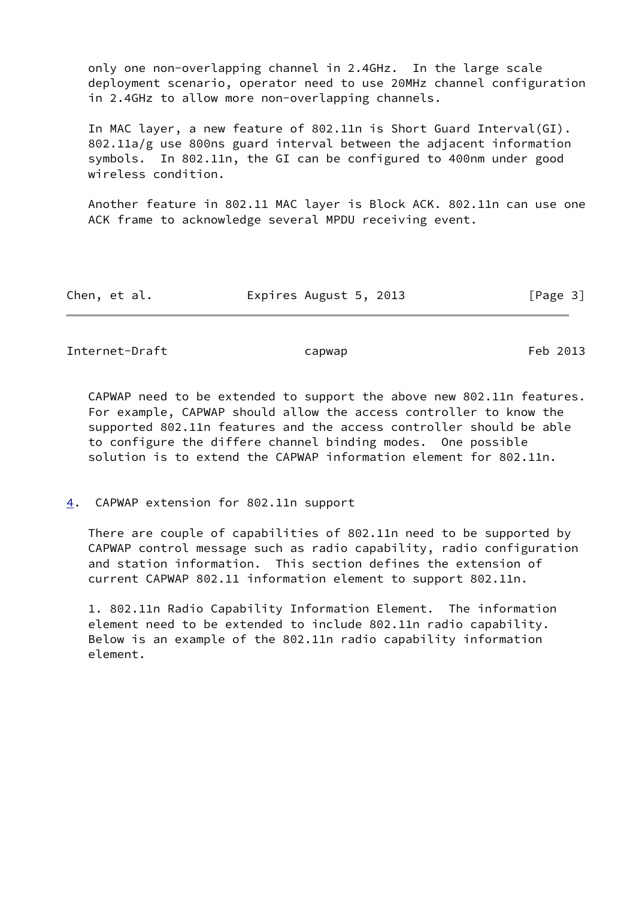only one non-overlapping channel in 2.4GHz. In the large scale deployment scenario, operator need to use 20MHz channel configuration in 2.4GHz to allow more non-overlapping channels.

In MAC layer, a new feature of 802.11n is Short Guard Interval(GI). 802.11a/g use 800ns guard interval between the adjacent information symbols. In 802.11n, the GI can be configured to 400nm under good wireless condition.

Another feature in 802.11 MAC layer is Block ACK. 802.11n can use one ACK frame to acknowledge several MPDU receiving event.

CAPWAP need to be extended to support the above new 802.11n features. For example, CAPWAP should allow the access controller to know the supported 802.11n features and the access controller should be able to configure the differe channel binding modes. One possible solution is to extend the CAPWAP information element for 802.11n.

## 4. CAPWAP extension for 802.11n support

There are couple of capabilities of 802.11n need to be supported by CAPWAP control message such as radio capability, radio configuration and station information. This section defines the extension of current CAPWAP 802.11 information element to support 802.11n.

1. 802.11n Radio Capability Information Element. The information element need to be extended to include 802.11n radio capability. Below is an example of the 802.11n radio capability information element.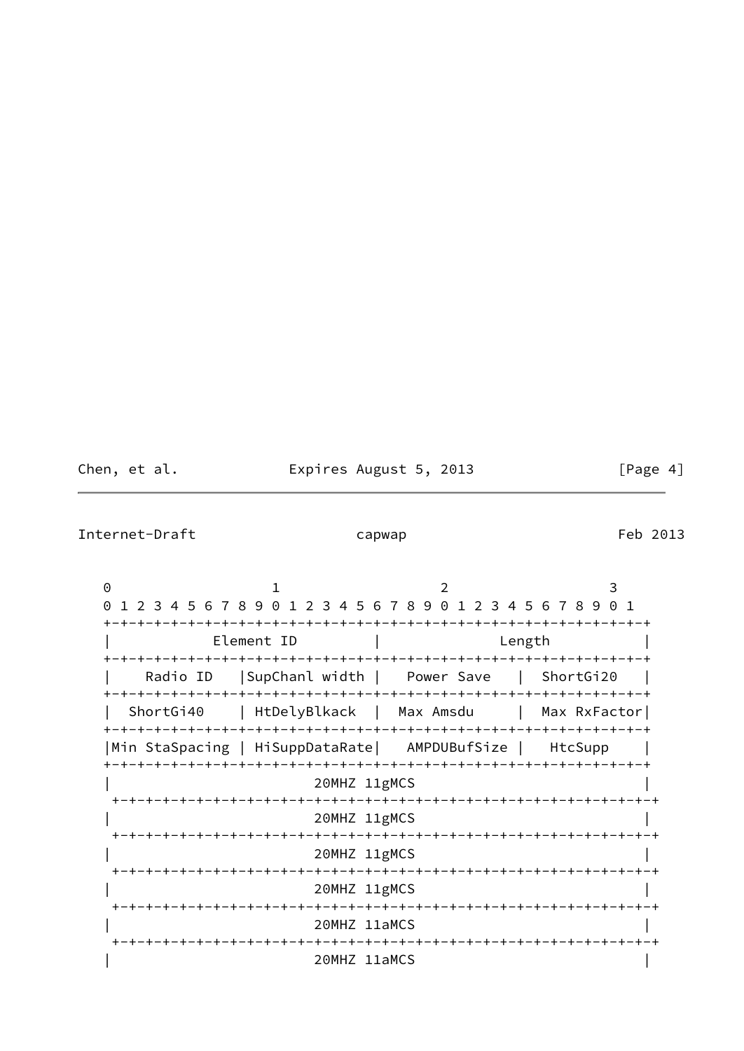```
    0                   1                   2                   3
    0 1 2 3 4 5 6 7 8 9 0 1 2 3 4 5 6 7 8 9 0 1 2 3 4 5 6 7 8 9 0 1
   +-+-+-+-+-+-+-+-+-+-+-+-+-+-+-+-+-+-+-+-+-+-+-+-+-+-+-+-+-+-+-+-+
   |            Element ID         |              Length           |
   +-+-+-+-+-+-+-+-+-+-+-+-+-+-+-+-+-+-+-+-+-+-+-+-+-+-+-+-+-+-+-+-+
   |    Radio ID   |SupChanl width |   Power Save  |  ShortGi20    |
   +-+-+-+-+-+-+-+-+-+-+-+-+-+-+-+-+-+-+-+-+-+-+-+-+-+-+-+-+-+-+-+-+
   |  ShortGi40    | HtDelyBlkack  |  Max Amsdu    |  Max RxFactor|
   +-+-+-+-+-+-+-+-+-+-+-+-+-+-+-+-+-+-+-+-+-+-+-+-+-+-+-+-+-+-+-+-+
   |Min StaSpacing | HiSuppDataRate|   AMPDUBufSize |   HtcSupp    |
   +-+-+-+-+-+-+-+-+-+-+-+-+-+-+-+-+-+-+-+-+-+-+-+-+-+-+-+-+-+-+-+-+
   |                         20MHZ 11gMCS                          |
    +-+-+-+-+-+-+-+-+-+-+-+-+-+-+-+-+-+-+-+-+-+-+-+-+-+-+-+-+-+-+-+-+
   |                         20MHZ 11gMCS                          |
    +-+-+-+-+-+-+-+-+-+-+-+-+-+-+-+-+-+-+-+-+-+-+-+-+-+-+-+-+-+-+-+-+
   |                         20MHZ 11gMCS                          |
    +-+-+-+-+-+-+-+-+-+-+-+-+-+-+-+-+-+-+-+-+-+-+-+-+-+-+-+-+-+-+-+-+
   |                         20MHZ 11gMCS                          |
    +-+-+-+-+-+-+-+-+-+-+-+-+-+-+-+-+-+-+-+-+-+-+-+-+-+-+-+-+-+-+-+-+
   |                         20MHZ 11aMCS                          |
    +-+-+-+-+-+-+-+-+-+-+-+-+-+-+-+-+-+-+-+-+-+-+-+-+-+-+-+-+-+-+-+-+
   |                         20MHZ 11aMCS                          |
```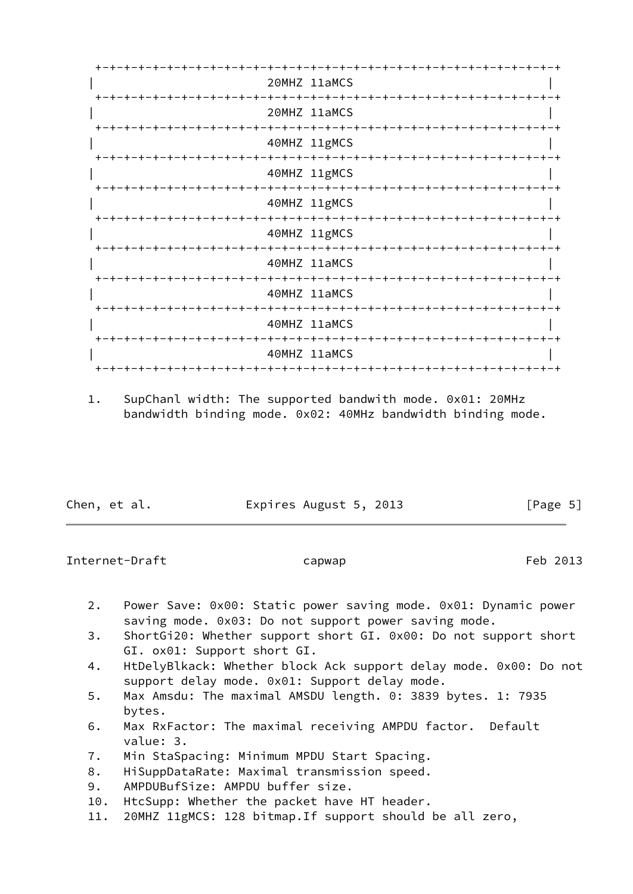```
 +-+-+-+-+-+-+-+-+-+-+-+-+-+-+-+-+-+-+-+-+-+-+-+-+-+-+-+-+-+-+-+-+
|                         20MHZ 11aMCS                            |
 +-+-+-+-+-+-+-+-+-+-+-+-+-+-+-+-+-+-+-+-+-+-+-+-+-+-+-+-+-+-+-+-+
|                         20MHZ 11aMCS                            |
 +-+-+-+-+-+-+-+-+-+-+-+-+-+-+-+-+-+-+-+-+-+-+-+-+-+-+-+-+-+-+-+-+
|                         40MHZ 11gMCS                            |
 +-+-+-+-+-+-+-+-+-+-+-+-+-+-+-+-+-+-+-+-+-+-+-+-+-+-+-+-+-+-+-+-+
|                         40MHZ 11gMCS                            |
 +-+-+-+-+-+-+-+-+-+-+-+-+-+-+-+-+-+-+-+-+-+-+-+-+-+-+-+-+-+-+-+-+
|                         40MHZ 11gMCS                            |
 +-+-+-+-+-+-+-+-+-+-+-+-+-+-+-+-+-+-+-+-+-+-+-+-+-+-+-+-+-+-+-+-+
|                         40MHZ 11gMCS                            |
 +-+-+-+-+-+-+-+-+-+-+-+-+-+-+-+-+-+-+-+-+-+-+-+-+-+-+-+-+-+-+-+-+
|                         40MHZ 11aMCS                            |
 +-+-+-+-+-+-+-+-+-+-+-+-+-+-+-+-+-+-+-+-+-+-+-+-+-+-+-+-+-+-+-+-+
|                         40MHZ 11aMCS                            |
 +-+-+-+-+-+-+-+-+-+-+-+-+-+-+-+-+-+-+-+-+-+-+-+-+-+-+-+-+-+-+-+-+
|                         40MHZ 11aMCS                            |
 +-+-+-+-+-+-+-+-+-+-+-+-+-+-+-+-+-+-+-+-+-+-+-+-+-+-+-+-+-+-+-+-+
|                         40MHZ 11aMCS                            |
 +-+-+-+-+-+-+-+-+-+-+-+-+-+-+-+-+-+-+-+-+-+-+-+-+-+-+-+-+-+-+-+-+
```

1. SupChanl width: The supported bandwith mode. 0x01: 20MHz bandwidth binding mode. 0x02: 40MHz bandwidth binding mode.
2. Power Save: 0x00: Static power saving mode. 0x01: Dynamic power saving mode. 0x03: Do not support power saving mode.
3. ShortGi20: Whether support short GI. 0x00: Do not support short GI. ox01: Support short GI.
4. HtDelyBlkack: Whether block Ack support delay mode. 0x00: Do not support delay mode. 0x01: Support delay mode.
5. Max Amsdu: The maximal AMSDU length. 0: 3839 bytes. 1: 7935 bytes.
6. Max RxFactor: The maximal receiving AMPDU factor. Default value: 3.
7. Min StaSpacing: Minimum MPDU Start Spacing.
8. HiSuppDataRate: Maximal transmission speed.
9. AMPDUBufSize: AMPDU buffer size.
10. HtcSupp: Whether the packet have HT header.
11. 20MHZ 11gMCS: 128 bitmap.If support should be all zero,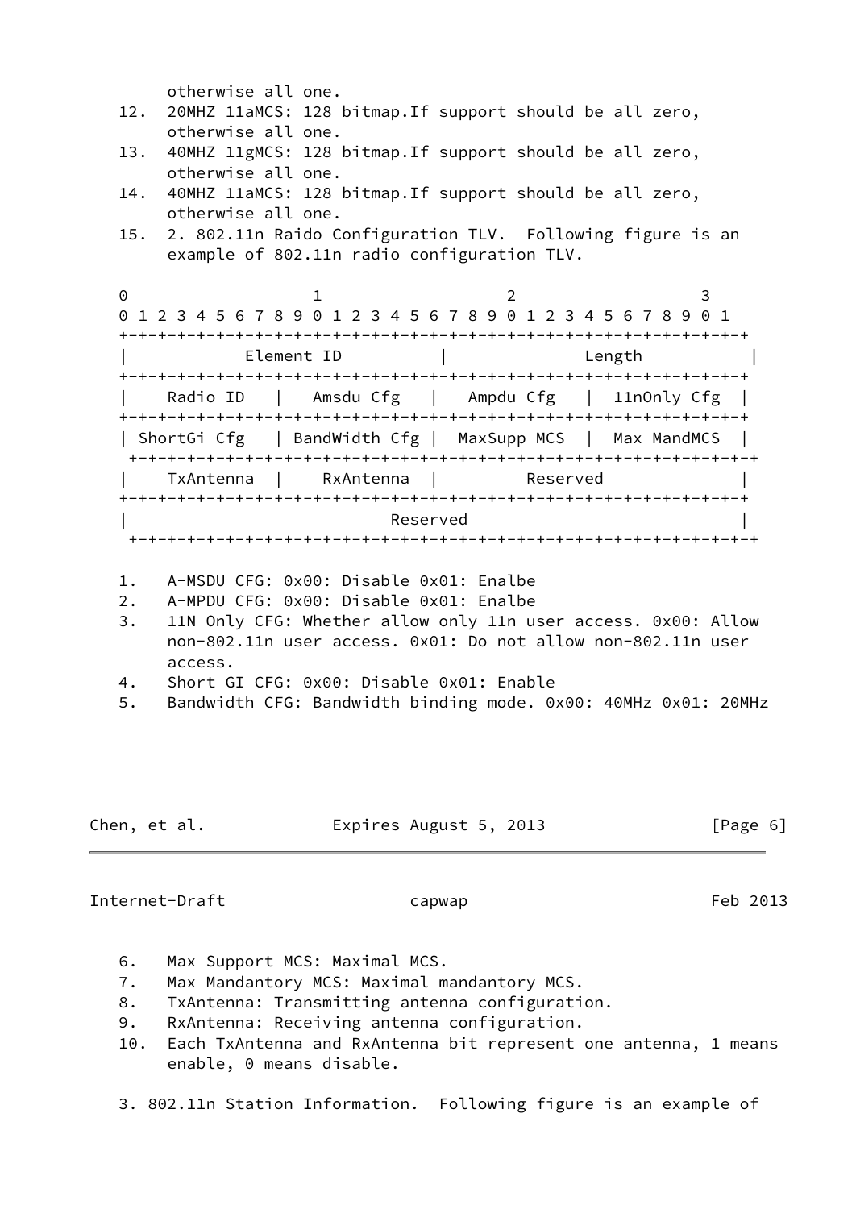otherwise all one.

12. 20MHZ 11aMCS: 128 bitmap.If support should be all zero, otherwise all one.
13. 40MHZ 11gMCS: 128 bitmap.If support should be all zero, otherwise all one.
14. 40MHZ 11aMCS: 128 bitmap.If support should be all zero, otherwise all one.
15. 2. 802.11n Raido Configuration TLV. Following figure is an example of 802.11n radio configuration TLV.

```
 0                   1                   2                   3
 0 1 2 3 4 5 6 7 8 9 0 1 2 3 4 5 6 7 8 9 0 1 2 3 4 5 6 7 8 9 0 1
+-+-+-+-+-+-+-+-+-+-+-+-+-+-+-+-+-+-+-+-+-+-+-+-+-+-+-+-+-+-+-+-+
|           Element ID          |            Length             |
+-+-+-+-+-+-+-+-+-+-+-+-+-+-+-+-+-+-+-+-+-+-+-+-+-+-+-+-+-+-+-+-+
|    Radio ID   |   Amsdu Cfg   |   Ampdu Cfg   |  11nOnly Cfg  |
+-+-+-+-+-+-+-+-+-+-+-+-+-+-+-+-+-+-+-+-+-+-+-+-+-+-+-+-+-+-+-+-+
| ShortGi Cfg   | BandWidth Cfg |  MaxSupp MCS  |  Max MandMCS  |
 +-+-+-+-+-+-+-+-+-+-+-+-+-+-+-+-+-+-+-+-+-+-+-+-+-+-+-+-+-+-+-+-+
|    TxAntenna  |    RxAntenna  |         Reserved              |
+-+-+-+-+-+-+-+-+-+-+-+-+-+-+-+-+-+-+-+-+-+-+-+-+-+-+-+-+-+-+-+-+
|                            Reserved                           |
 +-+-+-+-+-+-+-+-+-+-+-+-+-+-+-+-+-+-+-+-+-+-+-+-+-+-+-+-+-+-+-+-+
```

1. A-MSDU CFG: 0x00: Disable 0x01: Enalbe
2. A-MPDU CFG: 0x00: Disable 0x01: Enalbe
3. 11N Only CFG: Whether allow only 11n user access. 0x00: Allow non-802.11n user access. 0x01: Do not allow non-802.11n user access.
4. Short GI CFG: 0x00: Disable 0x01: Enable
5. Bandwidth CFG: Bandwidth binding mode. 0x00: 40MHz 0x01: 20MHz
6. Max Support MCS: Maximal MCS.
7. Max Mandantory MCS: Maximal mandantory MCS.
8. TxAntenna: Transmitting antenna configuration.
9. RxAntenna: Receiving antenna configuration.
10. Each TxAntenna and RxAntenna bit represent one antenna, 1 means enable, 0 means disable.

3. 802.11n Station Information. Following figure is an example of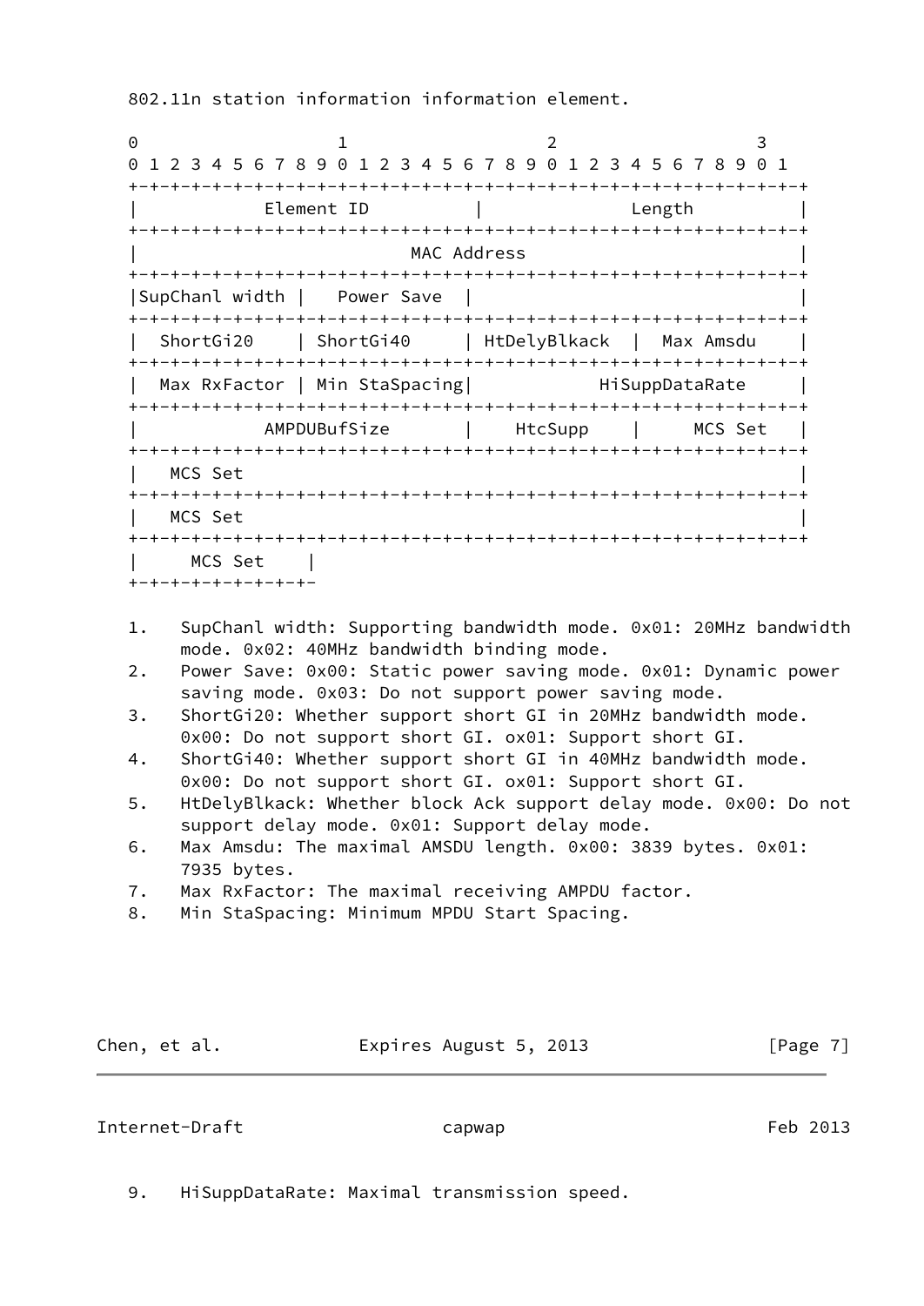802.11n station information information element.

```
 0                   1                   2                   3
 0 1 2 3 4 5 6 7 8 9 0 1 2 3 4 5 6 7 8 9 0 1 2 3 4 5 6 7 8 9 0 1
+-+-+-+-+-+-+-+-+-+-+-+-+-+-+-+-+-+-+-+-+-+-+-+-+-+-+-+-+-+-+-+-+
|            Element ID         |             Length            |
+-+-+-+-+-+-+-+-+-+-+-+-+-+-+-+-+-+-+-+-+-+-+-+-+-+-+-+-+-+-+-+-+
|                           MAC Address                         |
+-+-+-+-+-+-+-+-+-+-+-+-+-+-+-+-+-+-+-+-+-+-+-+-+-+-+-+-+-+-+-+-+
|SupChanl width |   Power Save  |                               |
+-+-+-+-+-+-+-+-+-+-+-+-+-+-+-+-+-+-+-+-+-+-+-+-+-+-+-+-+-+-+-+-+
|  ShortGi20    | ShortGi40     | HtDelyBlkack  |  Max Amsdu    |
+-+-+-+-+-+-+-+-+-+-+-+-+-+-+-+-+-+-+-+-+-+-+-+-+-+-+-+-+-+-+-+-+
|  Max RxFactor | Min StaSpacing|           HiSuppDataRate      |
+-+-+-+-+-+-+-+-+-+-+-+-+-+-+-+-+-+-+-+-+-+-+-+-+-+-+-+-+-+-+-+-+
|            AMPDUBufSize       |    HtcSupp    |     MCS Set   |
+-+-+-+-+-+-+-+-+-+-+-+-+-+-+-+-+-+-+-+-+-+-+-+-+-+-+-+-+-+-+-+-+
|   MCS Set                                                     |
+-+-+-+-+-+-+-+-+-+-+-+-+-+-+-+-+-+-+-+-+-+-+-+-+-+-+-+-+-+-+-+-+
|   MCS Set                                                     |
+-+-+-+-+-+-+-+-+-+-+-+-+-+-+-+-+-+-+-+-+-+-+-+-+-+-+-+-+-+-+-+-+
|     MCS Set   |
+-+-+-+-+-+-+-+-+
```

1. SupChanl width: Supporting bandwidth mode. 0x01: 20MHz bandwidth mode. 0x02: 40MHz bandwidth binding mode.
2. Power Save: 0x00: Static power saving mode. 0x01: Dynamic power saving mode. 0x03: Do not support power saving mode.
3. ShortGi20: Whether support short GI in 20MHz bandwidth mode. 0x00: Do not support short GI. ox01: Support short GI.
4. ShortGi40: Whether support short GI in 40MHz bandwidth mode. 0x00: Do not support short GI. ox01: Support short GI.
5. HtDelyBlkack: Whether block Ack support delay mode. 0x00: Do not support delay mode. 0x01: Support delay mode.
6. Max Amsdu: The maximal AMSDU length. 0x00: 3839 bytes. 0x01: 7935 bytes.
7. Max RxFactor: The maximal receiving AMPDU factor.
8. Min StaSpacing: Minimum MPDU Start Spacing.
9. HiSuppDataRate: Maximal transmission speed.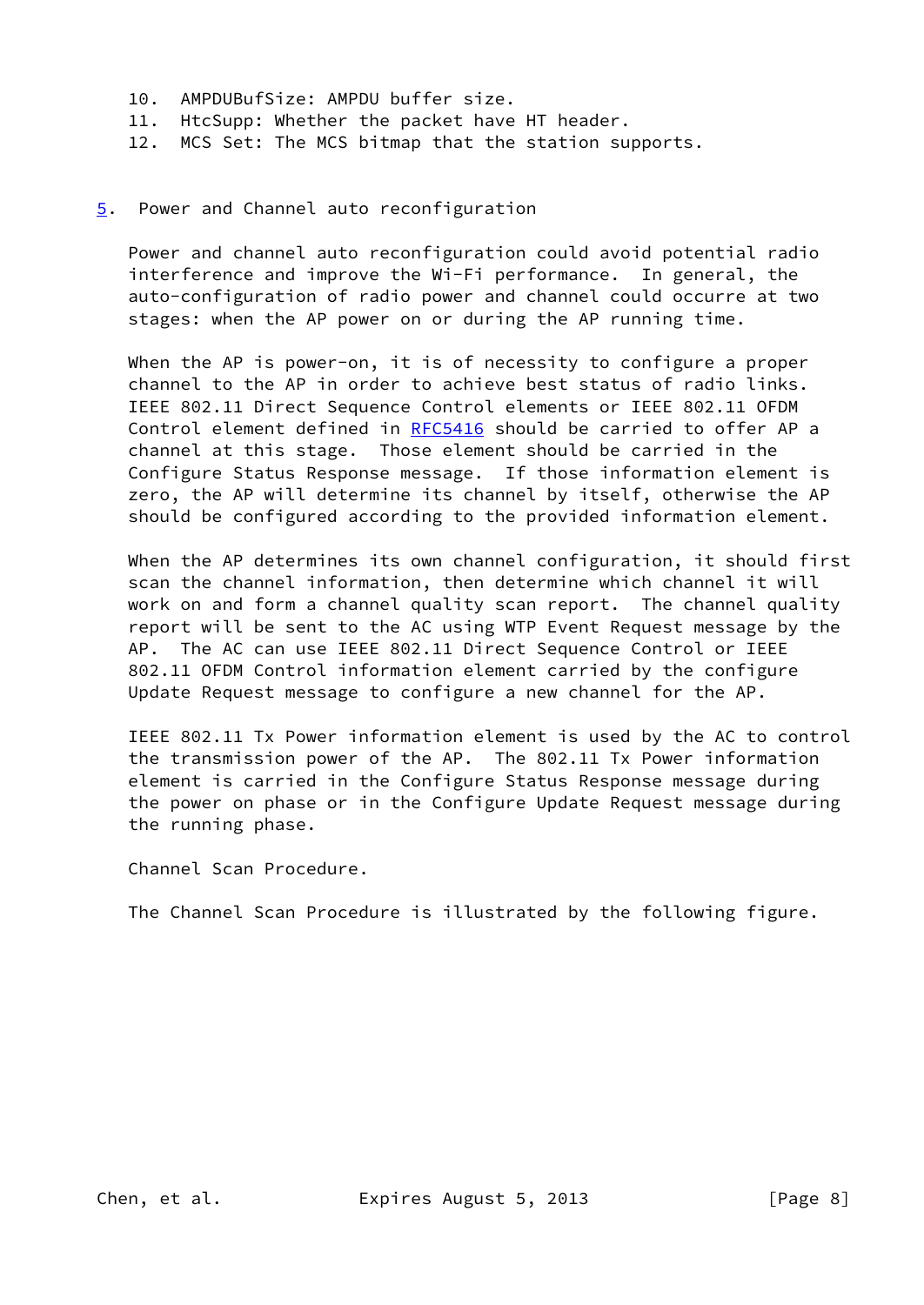10. AMPDUBufSize: AMPDU buffer size.
11. HtcSupp: Whether the packet have HT header.
12. MCS Set: The MCS bitmap that the station supports.

## 5. Power and Channel auto reconfiguration

Power and channel auto reconfiguration could avoid potential radio interference and improve the Wi-Fi performance. In general, the auto-configuration of radio power and channel could occurre at two stages: when the AP power on or during the AP running time.

When the AP is power-on, it is of necessity to configure a proper channel to the AP in order to achieve best status of radio links. IEEE 802.11 Direct Sequence Control elements or IEEE 802.11 OFDM Control element defined in RFC5416 should be carried to offer AP a channel at this stage. Those element should be carried in the Configure Status Response message. If those information element is zero, the AP will determine its channel by itself, otherwise the AP should be configured according to the provided information element.

When the AP determines its own channel configuration, it should first scan the channel information, then determine which channel it will work on and form a channel quality scan report. The channel quality report will be sent to the AC using WTP Event Request message by the AP. The AC can use IEEE 802.11 Direct Sequence Control or IEEE 802.11 OFDM Control information element carried by the configure Update Request message to configure a new channel for the AP.

IEEE 802.11 Tx Power information element is used by the AC to control the transmission power of the AP. The 802.11 Tx Power information element is carried in the Configure Status Response message during the power on phase or in the Configure Update Request message during the running phase.

Channel Scan Procedure.

The Channel Scan Procedure is illustrated by the following figure.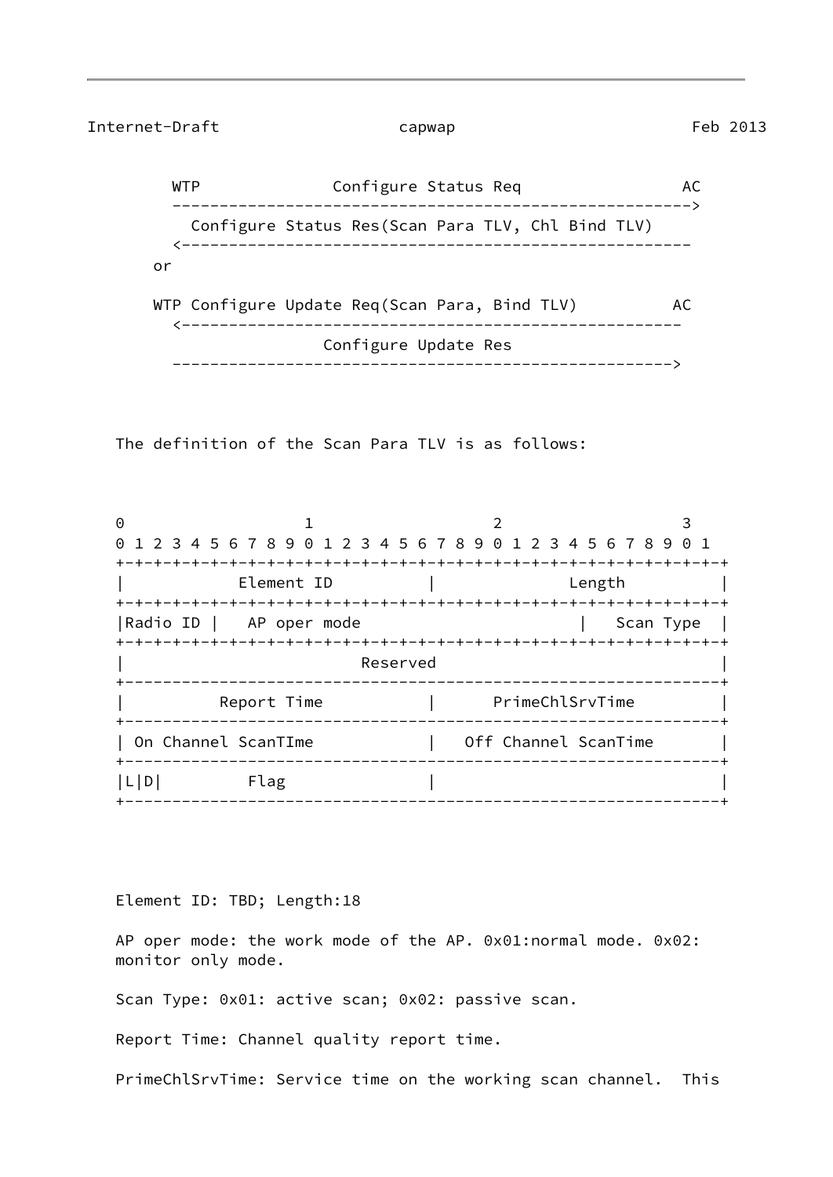```
   WTP              Configure Status Req                 AC
   ------------------------------------------------------->
     Configure Status Res(Scan Para TLV, Chl Bind TLV)
   <------------------------------------------------------
 or

 WTP Configure Update Req(Scan Para, Bind TLV)          AC
   <-----------------------------------------------------
                 Configure Update Res
   ----------------------------------------------------->
```

The definition of the Scan Para TLV is as follows:

```
0                   1                   2                   3
0 1 2 3 4 5 6 7 8 9 0 1 2 3 4 5 6 7 8 9 0 1 2 3 4 5 6 7 8 9 0 1
+-+-+-+-+-+-+-+-+-+-+-+-+-+-+-+-+-+-+-+-+-+-+-+-+-+-+-+-+-+-+-+-+
|            Element ID         |              Length           |
+-+-+-+-+-+-+-+-+-+-+-+-+-+-+-+-+-+-+-+-+-+-+-+-+-+-+-+-+-+-+-+-+
|Radio ID |   AP oper mode                       |   Scan Type  |
+-+-+-+-+-+-+-+-+-+-+-+-+-+-+-+-+-+-+-+-+-+-+-+-+-+-+-+-+-+-+-+-+
|                          Reserved                             |
+---------------------------------------------------------------+
|          Report Time          |      PrimeChlSrvTime          |
+---------------------------------------------------------------+
| On Channel ScanTIme           |   Off Channel ScanTime        |
+---------------------------------------------------------------+
|L|D|         Flag              |                               |
+---------------------------------------------------------------+
```

Element ID: TBD; Length:18

AP oper mode: the work mode of the AP. 0x01:normal mode. 0x02: monitor only mode.

Scan Type: 0x01: active scan; 0x02: passive scan.

Report Time: Channel quality report time.

PrimeChlSrvTime: Service time on the working scan channel. This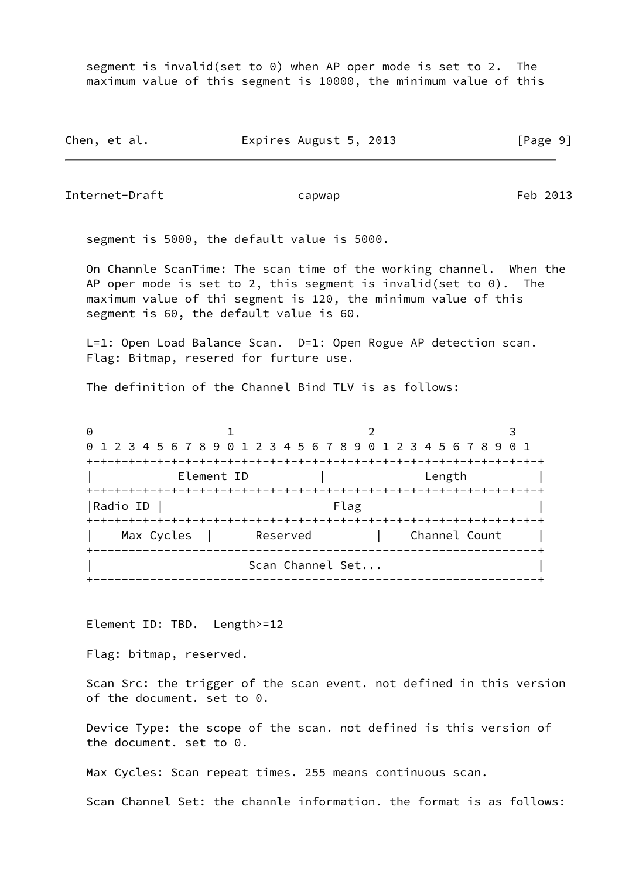segment is invalid(set to 0) when AP oper mode is set to 2. The maximum value of this segment is 10000, the minimum value of this segment is 5000, the default value is 5000.

On Channle ScanTime: The scan time of the working channel. When the AP oper mode is set to 2, this segment is invalid(set to 0). The maximum value of thi segment is 120, the minimum value of this segment is 60, the default value is 60.

L=1: Open Load Balance Scan. D=1: Open Rogue AP detection scan. Flag: Bitmap, resered for furture use.

The definition of the Channel Bind TLV is as follows:

```
 0                   1                   2                   3
 0 1 2 3 4 5 6 7 8 9 0 1 2 3 4 5 6 7 8 9 0 1 2 3 4 5 6 7 8 9 0 1
+-+-+-+-+-+-+-+-+-+-+-+-+-+-+-+-+-+-+-+-+-+-+-+-+-+-+-+-+-+-+-+-+
|           Element ID          |             Length            |
+-+-+-+-+-+-+-+-+-+-+-+-+-+-+-+-+-+-+-+-+-+-+-+-+-+-+-+-+-+-+-+-+
|Radio ID |                        Flag                         |
+-+-+-+-+-+-+-+-+-+-+-+-+-+-+-+-+-+-+-+-+-+-+-+-+-+-+-+-+-+-+-+-+
|   Max Cycles  |      Reserved        |    Channel Count      |
+---------------------------------------------------------------+
|                      Scan Channel Set...                      |
+---------------------------------------------------------------+
```

Element ID: TBD. Length>=12

Flag: bitmap, reserved.

Scan Src: the trigger of the scan event. not defined in this version of the document. set to 0.

Device Type: the scope of the scan. not defined is this version of the document. set to 0.

Max Cycles: Scan repeat times. 255 means continuous scan.

Scan Channel Set: the channle information. the format is as follows: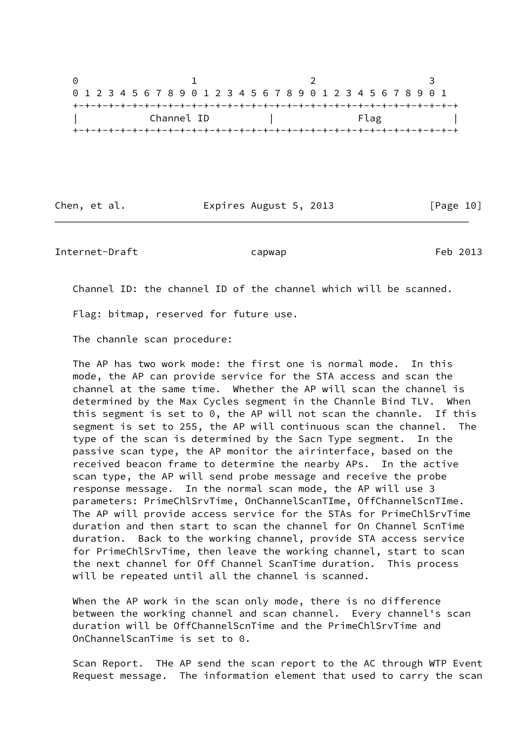```
    0                   1                   2                   3
    0 1 2 3 4 5 6 7 8 9 0 1 2 3 4 5 6 7 8 9 0 1 2 3 4 5 6 7 8 9 0 1
    +-+-+-+-+-+-+-+-+-+-+-+-+-+-+-+-+-+-+-+-+-+-+-+-+-+-+-+-+-+-+-+-+
    |            Channel ID         |             Flag              |
    +-+-+-+-+-+-+-+-+-+-+-+-+-+-+-+-+-+-+-+-+-+-+-+-+-+-+-+-+-+-+-+-+
```

Channel ID: the channel ID of the channel which will be scanned.

Flag: bitmap, reserved for future use.

The channle scan procedure:

The AP has two work mode: the first one is normal mode. In this mode, the AP can provide service for the STA access and scan the channel at the same time. Whether the AP will scan the channel is determined by the Max Cycles segment in the Channle Bind TLV. When this segment is set to 0, the AP will not scan the channle. If this segment is set to 255, the AP will continuous scan the channel. The type of the scan is determined by the Sacn Type segment. In the passive scan type, the AP monitor the airinterface, based on the received beacon frame to determine the nearby APs. In the active scan type, the AP will send probe message and receive the probe response message. In the normal scan mode, the AP will use 3 parameters: PrimeChlSrvTime, OnChannelScanTIme, OffChannelScnTIme. The AP will provide access service for the STAs for PrimeChlSrvTime duration and then start to scan the channel for On Channel ScnTime duration. Back to the working channel, provide STA access service for PrimeChlSrvTime, then leave the working channel, start to scan the next channel for Off Channel ScanTime duration. This process will be repeated until all the channel is scanned.

When the AP work in the scan only mode, there is no difference between the working channel and scan channel. Every channel's scan duration will be OffChannelScnTime and the PrimeChlSrvTime and OnChannelScanTime is set to 0.

Scan Report. THe AP send the scan report to the AC through WTP Event Request message. The information element that used to carry the scan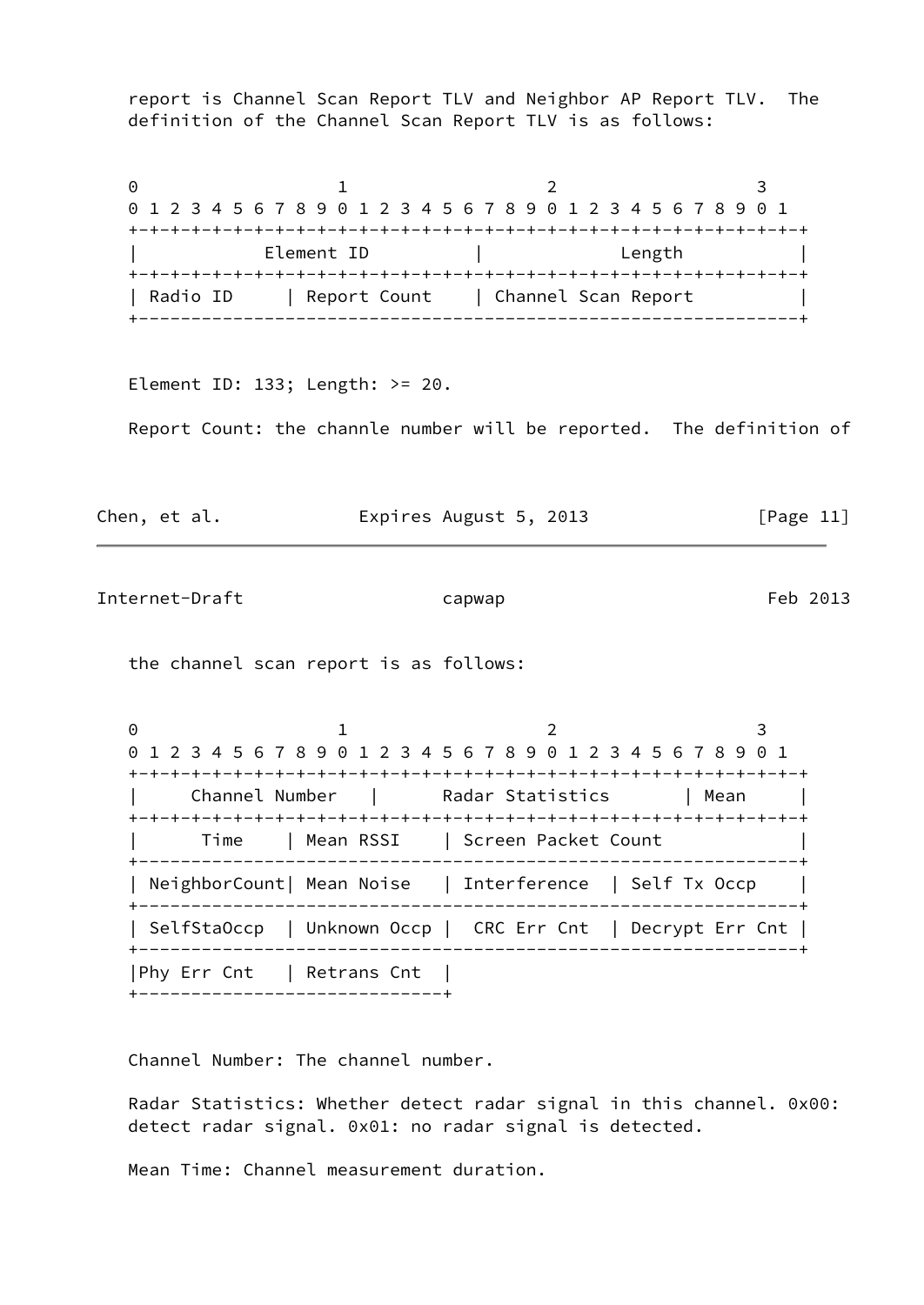report is Channel Scan Report TLV and Neighbor AP Report TLV. The definition of the Channel Scan Report TLV is as follows:

```
 0                   1                   2                   3
 0 1 2 3 4 5 6 7 8 9 0 1 2 3 4 5 6 7 8 9 0 1 2 3 4 5 6 7 8 9 0 1
+-+-+-+-+-+-+-+-+-+-+-+-+-+-+-+-+-+-+-+-+-+-+-+-+-+-+-+-+-+-+-+-+
|            Element ID         |             Length            |
+-+-+-+-+-+-+-+-+-+-+-+-+-+-+-+-+-+-+-+-+-+-+-+-+-+-+-+-+-+-+-+-+
| Radio ID     | Report Count   | Channel Scan Report           |
+---------------------------------------------------------------+
```

Element ID: 133; Length: >= 20.

Report Count: the channle number will be reported. The definition of the channel scan report is as follows:

```
 0                   1                   2                   3
 0 1 2 3 4 5 6 7 8 9 0 1 2 3 4 5 6 7 8 9 0 1 2 3 4 5 6 7 8 9 0 1
+-+-+-+-+-+-+-+-+-+-+-+-+-+-+-+-+-+-+-+-+-+-+-+-+-+-+-+-+-+-+-+-+
|     Channel Number   |      Radar Statistics      | Mean      |
+-+-+-+-+-+-+-+-+-+-+-+-+-+-+-+-+-+-+-+-+-+-+-+-+-+-+-+-+-+-+-+-+
|      Time    | Mean RSSI    | Screen Packet Count             |
+---------------------------------------------------------------+
| NeighborCount| Mean Noise   | Interference  | Self Tx Occp    |
+---------------------------------------------------------------+
| SelfStaOccp  | Unknown Occp |  CRC Err Cnt  | Decrypt Err Cnt |
+---------------------------------------------------------------+
|Phy Err Cnt   | Retrans Cnt  |
+-----------------------------+
```

Channel Number: The channel number.

Radar Statistics: Whether detect radar signal in this channel. 0x00: detect radar signal. 0x01: no radar signal is detected.

Mean Time: Channel measurement duration.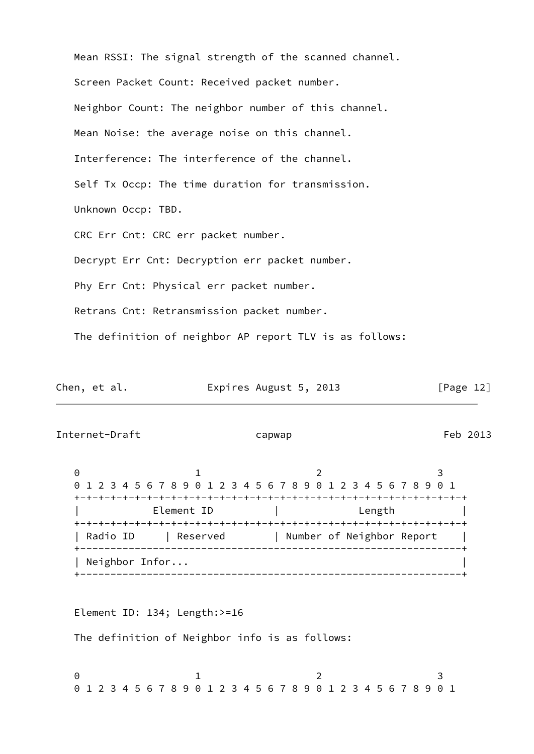Mean RSSI: The signal strength of the scanned channel.

Screen Packet Count: Received packet number.

Neighbor Count: The neighbor number of this channel.

Mean Noise: the average noise on this channel.

Interference: The interference of the channel.

Self Tx Occp: The time duration for transmission.

Unknown Occp: TBD.

CRC Err Cnt: CRC err packet number.

Decrypt Err Cnt: Decryption err packet number.

Phy Err Cnt: Physical err packet number.

Retrans Cnt: Retransmission packet number.

The definition of neighbor AP report TLV is as follows:

```
 0                   1                   2                   3
 0 1 2 3 4 5 6 7 8 9 0 1 2 3 4 5 6 7 8 9 0 1 2 3 4 5 6 7 8 9 0 1
+-+-+-+-+-+-+-+-+-+-+-+-+-+-+-+-+-+-+-+-+-+-+-+-+-+-+-+-+-+-+-+-+
|           Element ID          |             Length            |
+-+-+-+-+-+-+-+-+-+-+-+-+-+-+-+-+-+-+-+-+-+-+-+-+-+-+-+-+-+-+-+-+
| Radio ID     | Reserved       | Number of Neighbor Report     |
+---------------------------------------------------------------+
| Neighbor Infor...                                             |
+---------------------------------------------------------------+
```

Element ID: 134; Length:>=16

The definition of Neighbor info is as follows:

```
 0                   1                   2                   3
 0 1 2 3 4 5 6 7 8 9 0 1 2 3 4 5 6 7 8 9 0 1 2 3 4 5 6 7 8 9 0 1
```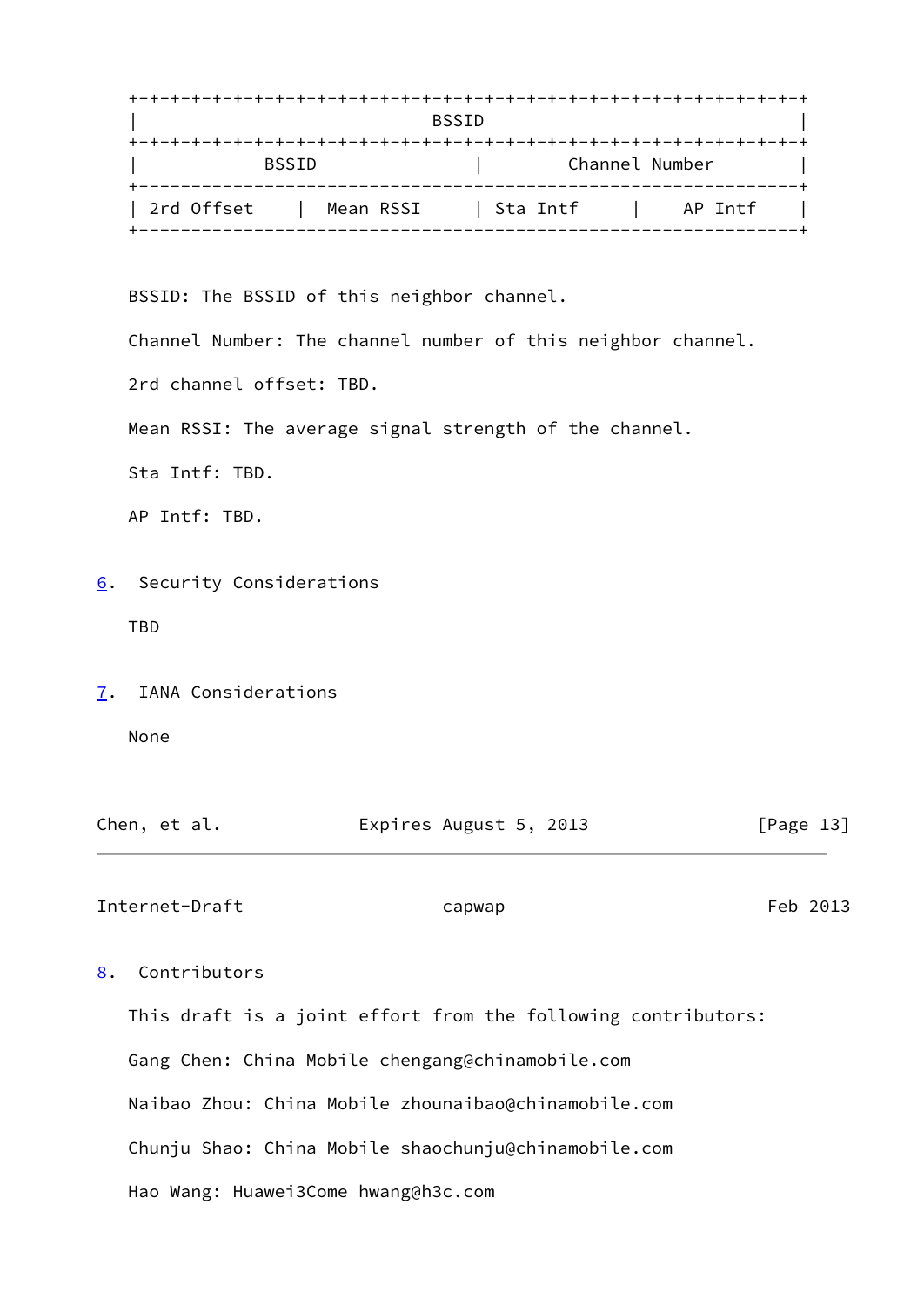```
+-+-+-+-+-+-+-+-+-+-+-+-+-+-+-+-+-+-+-+-+-+-+-+-+-+-+-+-+-+-+-+-+
|                              BSSID                              |
+-+-+-+-+-+-+-+-+-+-+-+-+-+-+-+-+-+-+-+-+-+-+-+-+-+-+-+-+-+-+-+-+
|           BSSID               |        Channel Number           |
+-----------------------------------------------------------------+
| 2rd Offset     |  Mean RSSI     | Sta Intf      |     AP Intf    |
+-----------------------------------------------------------------+
```

BSSID: The BSSID of this neighbor channel.

Channel Number: The channel number of this neighbor channel.

2rd channel offset: TBD.

Mean RSSI: The average signal strength of the channel.

Sta Intf: TBD.

AP Intf: TBD.

## 6. Security Considerations

TBD

## 7. IANA Considerations

None

## 8. Contributors

This draft is a joint effort from the following contributors:

Gang Chen: China Mobile chengang@chinamobile.com

Naibao Zhou: China Mobile zhounaibao@chinamobile.com

Chunju Shao: China Mobile shaochunju@chinamobile.com

Hao Wang: Huawei3Come hwang@h3c.com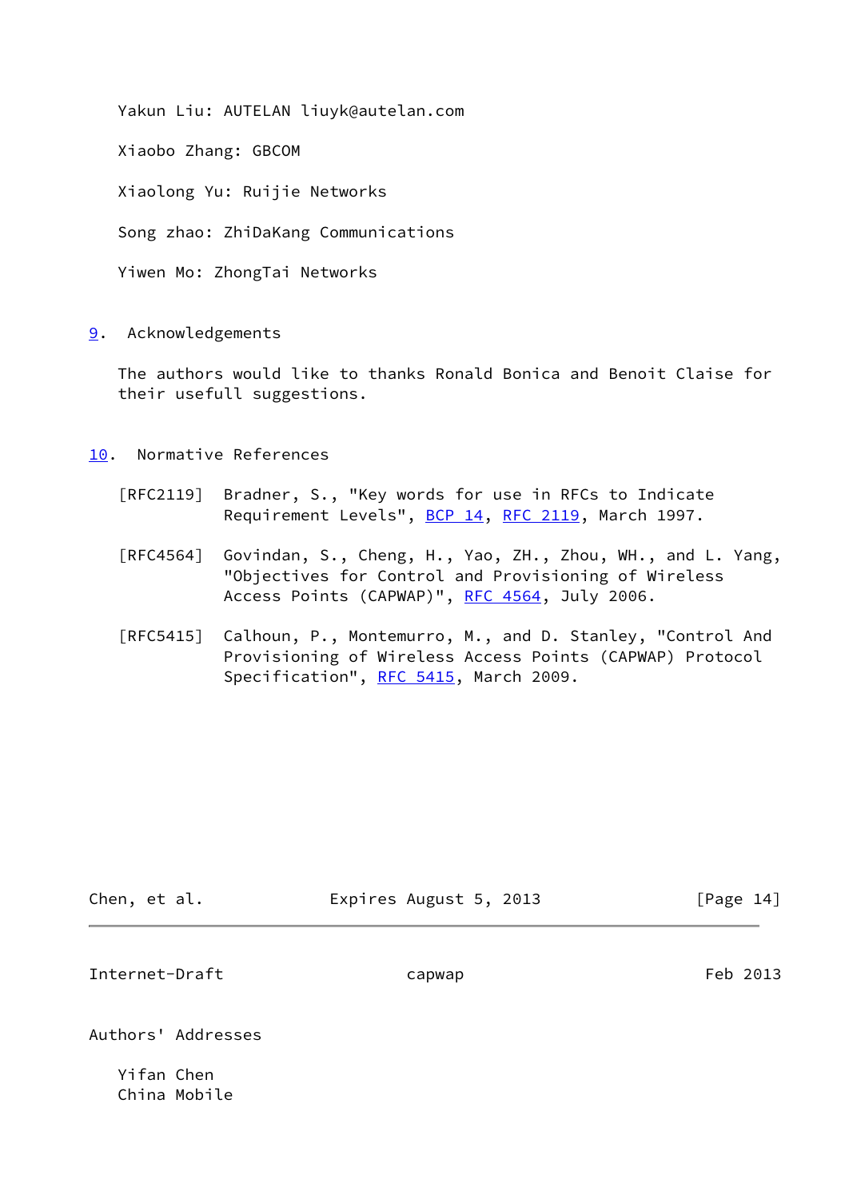Yakun Liu: AUTELAN liuyk@autelan.com

Xiaobo Zhang: GBCOM

Xiaolong Yu: Ruijie Networks

Song zhao: ZhiDaKang Communications

Yiwen Mo: ZhongTai Networks

## 9. Acknowledgements

The authors would like to thanks Ronald Bonica and Benoit Claise for their usefull suggestions.

## 10. Normative References

[RFC2119] Bradner, S., "Key words for use in RFCs to Indicate Requirement Levels", BCP 14, RFC 2119, March 1997.

[RFC4564] Govindan, S., Cheng, H., Yao, ZH., Zhou, WH., and L. Yang, "Objectives for Control and Provisioning of Wireless Access Points (CAPWAP)", RFC 4564, July 2006.

[RFC5415] Calhoun, P., Montemurro, M., and D. Stanley, "Control And Provisioning of Wireless Access Points (CAPWAP) Protocol Specification", RFC 5415, March 2009.

## Authors' Addresses

Yifan Chen
China Mobile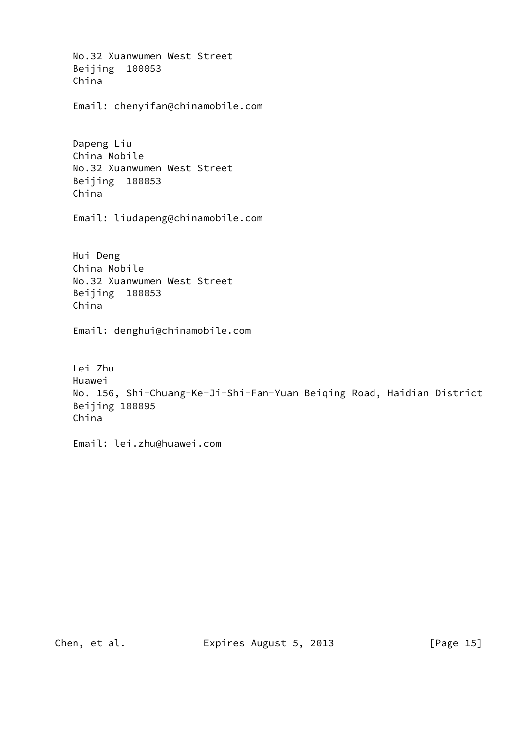No.32 Xuanwumen West Street
Beijing  100053
China

Email: chenyifan@chinamobile.com

Dapeng Liu
China Mobile
No.32 Xuanwumen West Street
Beijing  100053
China

Email: liudapeng@chinamobile.com

Hui Deng
China Mobile
No.32 Xuanwumen West Street
Beijing  100053
China

Email: denghui@chinamobile.com

Lei Zhu
Huawei
No. 156, Shi-Chuang-Ke-Ji-Shi-Fan-Yuan Beiqing Road, Haidian District
Beijing 100095
China

Email: lei.zhu@huawei.com